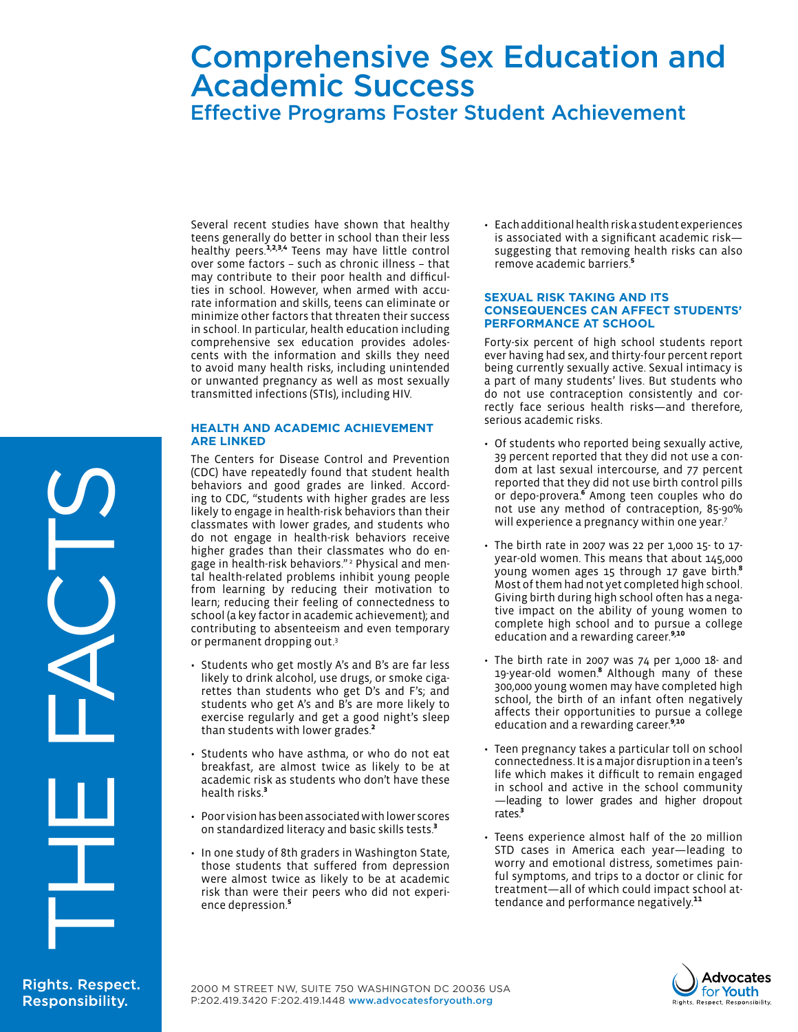# Comprehensive Sex Education and Academic Success

## Effective Programs Foster Student Achievement

THE FACTS

Several recent studies have shown that healthy teens generally do better in school than their less healthy peers.[1,2,3,4] Teens may have little control over some factors – such as chronic illness – that may contribute to their poor health and difficulties in school. However, when armed with accurate information and skills, teens can eliminate or minimize other factors that threaten their success in school. In particular, health education including comprehensive sex education provides adolescents with the information and skills they need to avoid many health risks, including unintended or unwanted pregnancy as well as most sexually transmitted infections (STIs), including HIV.

### HEALTH AND ACADEMIC ACHIEVEMENT ARE LINKED

The Centers for Disease Control and Prevention (CDC) have repeatedly found that student health behaviors and good grades are linked. According to CDC, "students with higher grades are less likely to engage in health-risk behaviors than their classmates with lower grades, and students who do not engage in health-risk behaviors receive higher grades than their classmates who do engage in health-risk behaviors."[2] Physical and mental health-related problems inhibit young people from learning by reducing their motivation to learn; reducing their feeling of connectedness to school (a key factor in academic achievement); and contributing to absenteeism and even temporary or permanent dropping out.[3]

- Students who get mostly A's and B's are far less likely to drink alcohol, use drugs, or smoke cigarettes than students who get D's and F's; and students who get A's and B's are more likely to exercise regularly and get a good night's sleep than students with lower grades.[2]
- Students who have asthma, or who do not eat breakfast, are almost twice as likely to be at academic risk as students who don't have these health risks.[3]
- Poor vision has been associated with lower scores on standardized literacy and basic skills tests.[3]
- In one study of 8th graders in Washington State, those students that suffered from depression were almost twice as likely to be at academic risk than were their peers who did not experience depression.[5]
- Each additional health risk a student experiences is associated with a significant academic risk—suggesting that removing health risks can also remove academic barriers.[5]

### SEXUAL RISK TAKING AND ITS CONSEQUENCES CAN AFFECT STUDENTS' PERFORMANCE AT SCHOOL

Forty-six percent of high school students report ever having had sex, and thirty-four percent report being currently sexually active. Sexual intimacy is a part of many students' lives. But students who do not use contraception consistently and correctly face serious health risks—and therefore, serious academic risks.

- Of students who reported being sexually active, 39 percent reported that they did not use a condom at last sexual intercourse, and 77 percent reported that they did not use birth control pills or depo-provera.[6] Among teen couples who do not use any method of contraception, 85-90% will experience a pregnancy within one year.[7]
- The birth rate in 2007 was 22 per 1,000 15- to 17-year-old women. This means that about 145,000 young women ages 15 through 17 gave birth.[8] Most of them had not yet completed high school. Giving birth during high school often has a negative impact on the ability of young women to complete high school and to pursue a college education and a rewarding career.[9,10]
- The birth rate in 2007 was 74 per 1,000 18- and 19-year-old women.[8] Although many of these 300,000 young women may have completed high school, the birth of an infant often negatively affects their opportunities to pursue a college education and a rewarding career.[9,10]
- Teen pregnancy takes a particular toll on school connectedness. It is a major disruption in a teen's life which makes it difficult to remain engaged in school and active in the school community—leading to lower grades and higher dropout rates.[3]
- Teens experience almost half of the 20 million STD cases in America each year—leading to worry and emotional distress, sometimes painful symptoms, and trips to a doctor or clinic for treatment—all of which could impact school attendance and performance negatively.[11]

Rights. Respect. Responsibility.

2000 M STREET NW, SUITE 750 WASHINGTON DC 20036 USA
P:202.419.3420 F:202.419.1448 www.advocatesforyouth.org

Advocates for Youth
Rights. Respect. Responsibility.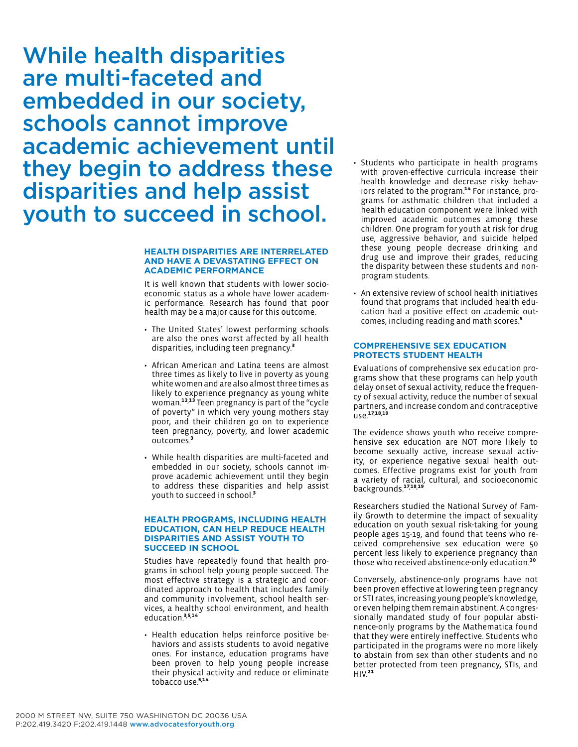# While health disparities are multi-faceted and embedded in our society, schools cannot improve academic achievement until they begin to address these disparities and help assist youth to succeed in school.

### HEALTH DISPARITIES ARE INTERRELATED AND HAVE A DEVASTATING EFFECT ON ACADEMIC PERFORMANCE

It is well known that students with lower socioeconomic status as a whole have lower academic performance. Research has found that poor health may be a major cause for this outcome.

- The United States' lowest performing schools are also the ones worst affected by all health disparities, including teen pregnancy.[3]
- African American and Latina teens are almost three times as likely to live in poverty as young white women and are also almost three times as likely to experience pregnancy as young white woman.[12,13] Teen pregnancy is part of the "cycle of poverty" in which very young mothers stay poor, and their children go on to experience teen pregnancy, poverty, and lower academic outcomes.[3]
- While health disparities are multi-faceted and embedded in our society, schools cannot improve academic achievement until they begin to address these disparities and help assist youth to succeed in school.[3]

### HEALTH PROGRAMS, INCLUDING HEALTH EDUCATION, CAN HELP REDUCE HEALTH DISPARITIES AND ASSIST YOUTH TO SUCCEED IN SCHOOL

Studies have repeatedly found that health programs in school help young people succeed. The most effective strategy is a strategic and coordinated approach to health that includes family and community involvement, school health services, a healthy school environment, and health education.[3,5,14]

- Health education helps reinforce positive behaviors and assists students to avoid negative ones. For instance, education programs have been proven to help young people increase their physical activity and reduce or eliminate tobacco use.[5,14]
- Students who participate in health programs with proven-effective curricula increase their health knowledge and decrease risky behaviors related to the program.[14] For instance, programs for asthmatic children that included a health education component were linked with improved academic outcomes among these children. One program for youth at risk for drug use, aggressive behavior, and suicide helped these young people decrease drinking and drug use and improve their grades, reducing the disparity between these students and non-program students.
- An extensive review of school health initiatives found that programs that included health education had a positive effect on academic outcomes, including reading and math scores.[5]

### COMPREHENSIVE SEX EDUCATION PROTECTS STUDENT HEALTH

Evaluations of comprehensive sex education programs show that these programs can help youth delay onset of sexual activity, reduce the frequency of sexual activity, reduce the number of sexual partners, and increase condom and contraceptive use.[17,18,19]

The evidence shows youth who receive comprehensive sex education are NOT more likely to become sexually active, increase sexual activity, or experience negative sexual health outcomes. Effective programs exist for youth from a variety of racial, cultural, and socioeconomic backgrounds.[17,18,19]

Researchers studied the National Survey of Family Growth to determine the impact of sexuality education on youth sexual risk-taking for young people ages 15-19, and found that teens who received comprehensive sex education were 50 percent less likely to experience pregnancy than those who received abstinence-only education.[20]

Conversely, abstinence-only programs have not been proven effective at lowering teen pregnancy or STI rates, increasing young people's knowledge, or even helping them remain abstinent. A congressionally mandated study of four popular abstinence-only programs by the Mathematica found that they were entirely ineffective. Students who participated in the programs were no more likely to abstain from sex than other students and no better protected from teen pregnancy, STIs, and HIV.[21]

2000 M STREET NW, SUITE 750 WASHINGTON DC 20036 USA
P:202.419.3420 F:202.419.1448 www.advocatesforyouth.org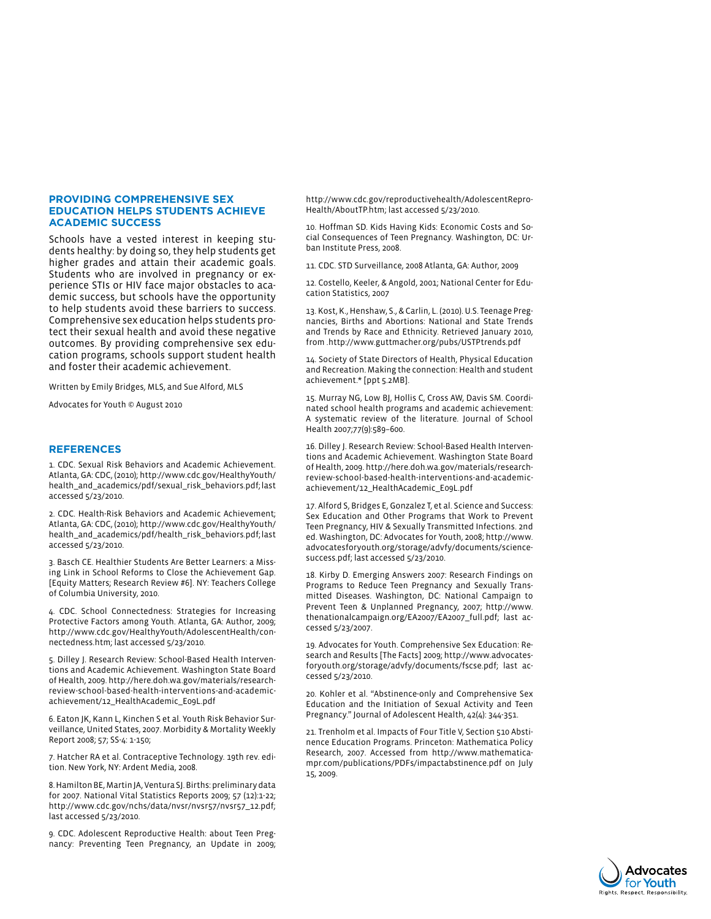## PROVIDING COMPREHENSIVE SEX EDUCATION HELPS STUDENTS ACHIEVE ACADEMIC SUCCESS

Schools have a vested interest in keeping students healthy: by doing so, they help students get higher grades and attain their academic goals. Students who are involved in pregnancy or experience STIs or HIV face major obstacles to academic success, but schools have the opportunity to help students avoid these barriers to success. Comprehensive sex education helps students protect their sexual health and avoid these negative outcomes. By providing comprehensive sex education programs, schools support student health and foster their academic achievement.

Written by Emily Bridges, MLS, and Sue Alford, MLS

Advocates for Youth © August 2010

## REFERENCES

1. CDC. Sexual Risk Behaviors and Academic Achievement. Atlanta, GA: CDC, (2010); http://www.cdc.gov/HealthyYouth/health_and_academics/pdf/sexual_risk_behaviors.pdf; last accessed 5/23/2010.

2. CDC. Health-Risk Behaviors and Academic Achievement; Atlanta, GA: CDC, (2010); http://www.cdc.gov/HealthyYouth/health_and_academics/pdf/health_risk_behaviors.pdf; last accessed 5/23/2010.

3. Basch CE. Healthier Students Are Better Learners: a Missing Link in School Reforms to Close the Achievement Gap. [Equity Matters; Research Review #6]. NY: Teachers College of Columbia University, 2010.

4. CDC. School Connectedness: Strategies for Increasing Protective Factors among Youth. Atlanta, GA: Author, 2009; http://www.cdc.gov/HealthyYouth/AdolescentHealth/connectedness.htm; last accessed 5/23/2010.

5. Dilley J. Research Review: School-Based Health Interventions and Academic Achievement. Washington State Board of Health, 2009. http://here.doh.wa.gov/materials/research-review-school-based-health-interventions-and-academic-achievement/12_HealthAcademic_E09L.pdf

6. Eaton JK, Kann L, Kinchen S et al. Youth Risk Behavior Surveillance, United States, 2007. Morbidity & Mortality Weekly Report 2008; 57; SS-4: 1-150;

7. Hatcher RA et al. Contraceptive Technology. 19th rev. edition. New York, NY: Ardent Media, 2008.

8. Hamilton BE, Martin JA, Ventura SJ. Births: preliminary data for 2007. National Vital Statistics Reports 2009; 57 (12):1-22; http://www.cdc.gov/nchs/data/nvsr/nvsr57/nvsr57_12.pdf; last accessed 5/23/2010.

9. CDC. Adolescent Reproductive Health: about Teen Pregnancy: Preventing Teen Pregnancy, an Update in 2009; http://www.cdc.gov/reproductivehealth/AdolescentReproHealth/AboutTP.htm; last accessed 5/23/2010.

10. Hoffman SD. Kids Having Kids: Economic Costs and Social Consequences of Teen Pregnancy. Washington, DC: Urban Institute Press, 2008.

11. CDC. STD Surveillance, 2008 Atlanta, GA: Author, 2009

12. Costello, Keeler, & Angold, 2001; National Center for Education Statistics, 2007

13. Kost, K., Henshaw, S., & Carlin, L. (2010). U.S. Teenage Pregnancies, Births and Abortions: National and State Trends and Trends by Race and Ethnicity. Retrieved January 2010, from .http://www.guttmacher.org/pubs/USTPtrends.pdf

14. Society of State Directors of Health, Physical Education and Recreation. Making the connection: Health and student achievement.* [ppt 5.2MB].

15. Murray NG, Low BJ, Hollis C, Cross AW, Davis SM. Coordinated school health programs and academic achievement: A systematic review of the literature. Journal of School Health 2007;77(9):589–600.

16. Dilley J. Research Review: School-Based Health Interventions and Academic Achievement. Washington State Board of Health, 2009. http://here.doh.wa.gov/materials/research-review-school-based-health-interventions-and-academic-achievement/12_HealthAcademic_E09L.pdf

17. Alford S, Bridges E, Gonzalez T, et al. Science and Success: Sex Education and Other Programs that Work to Prevent Teen Pregnancy, HIV & Sexually Transmitted Infections. 2nd ed. Washington, DC: Advocates for Youth, 2008; http://www.advocatesforyouth.org/storage/advfy/documents/science-success.pdf; last accessed 5/23/2010.

18. Kirby D. Emerging Answers 2007: Research Findings on Programs to Reduce Teen Pregnancy and Sexually Transmitted Diseases. Washington, DC: National Campaign to Prevent Teen & Unplanned Pregnancy, 2007; http://www.thenationalcampaign.org/EA2007/EA2007_full.pdf; last accessed 5/23/2007.

19. Advocates for Youth. Comprehensive Sex Education: Research and Results [The Facts] 2009; http://www.advocatesforyouth.org/storage/advfy/documents/fscse.pdf; last accessed 5/23/2010.

20. Kohler et al. "Abstinence-only and Comprehensive Sex Education and the Initiation of Sexual Activity and Teen Pregnancy." Journal of Adolescent Health, 42(4): 344-351.

21. Trenholm et al. Impacts of Four Title V, Section 510 Abstinence Education Programs. Princeton: Mathematica Policy Research, 2007. Accessed from http://www.mathematica-mpr.com/publications/PDFs/impactabstinence.pdf on July 15, 2009.

Advocates for Youth
Rights. Respect. Responsibility.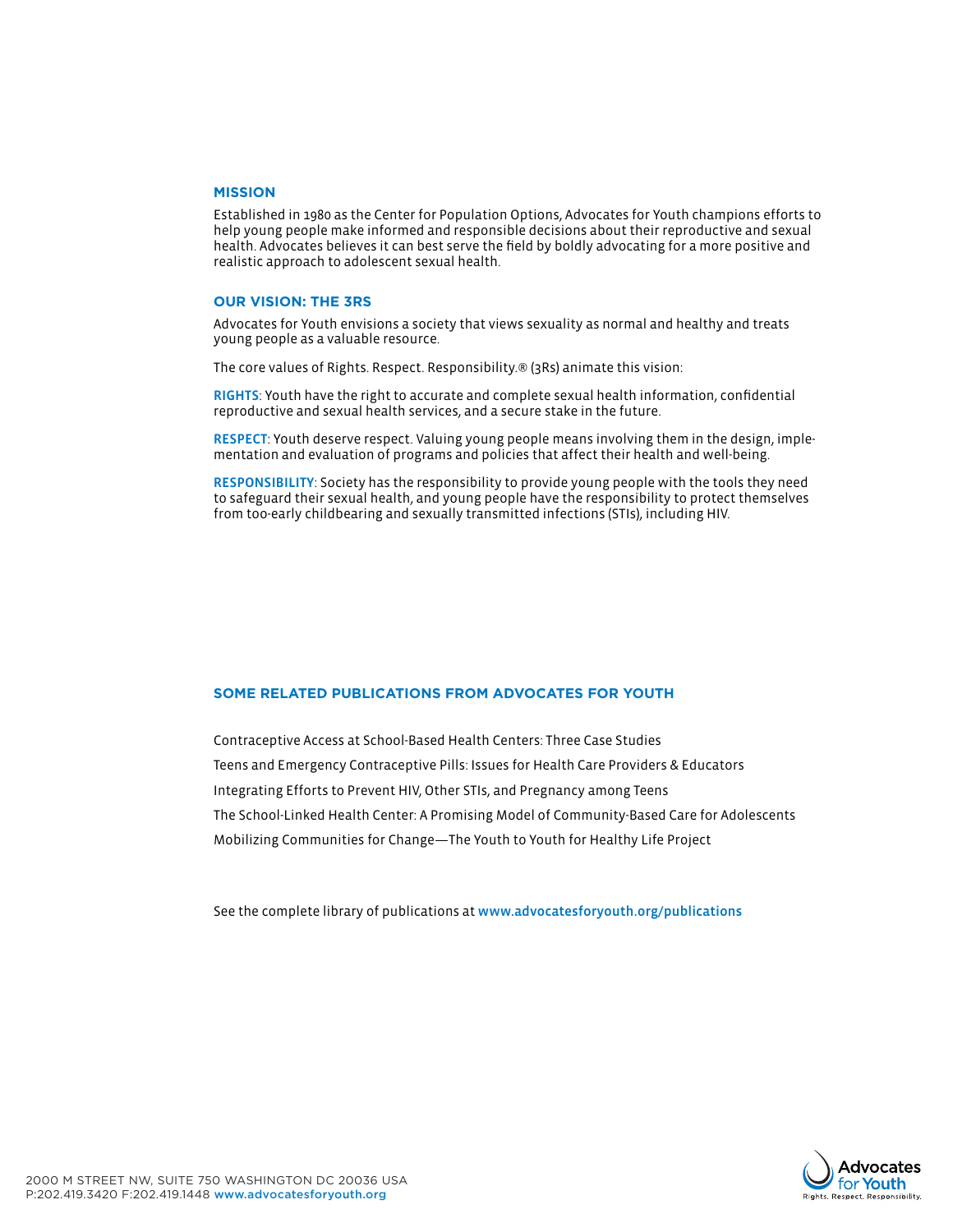## MISSION

Established in 1980 as the Center for Population Options, Advocates for Youth champions efforts to help young people make informed and responsible decisions about their reproductive and sexual health. Advocates believes it can best serve the field by boldly advocating for a more positive and realistic approach to adolescent sexual health.

## OUR VISION: THE 3RS

Advocates for Youth envisions a society that views sexuality as normal and healthy and treats young people as a valuable resource.

The core values of Rights. Respect. Responsibility.® (3Rs) animate this vision:

**RIGHTS**: Youth have the right to accurate and complete sexual health information, confidential reproductive and sexual health services, and a secure stake in the future.

**RESPECT**: Youth deserve respect. Valuing young people means involving them in the design, implementation and evaluation of programs and policies that affect their health and well-being.

**RESPONSIBILITY**: Society has the responsibility to provide young people with the tools they need to safeguard their sexual health, and young people have the responsibility to protect themselves from too-early childbearing and sexually transmitted infections (STIs), including HIV.

## SOME RELATED PUBLICATIONS FROM ADVOCATES FOR YOUTH

Contraceptive Access at School-Based Health Centers: Three Case Studies

Teens and Emergency Contraceptive Pills: Issues for Health Care Providers & Educators

Integrating Efforts to Prevent HIV, Other STIs, and Pregnancy among Teens

The School-Linked Health Center: A Promising Model of Community-Based Care for Adolescents

Mobilizing Communities for Change—The Youth to Youth for Healthy Life Project

See the complete library of publications at www.advocatesforyouth.org/publications

2000 M STREET NW, SUITE 750 WASHINGTON DC 20036 USA
P:202.419.3420 F:202.419.1448 www.advocatesforyouth.org

Advocates for Youth
Rights. Respect. Responsibility.